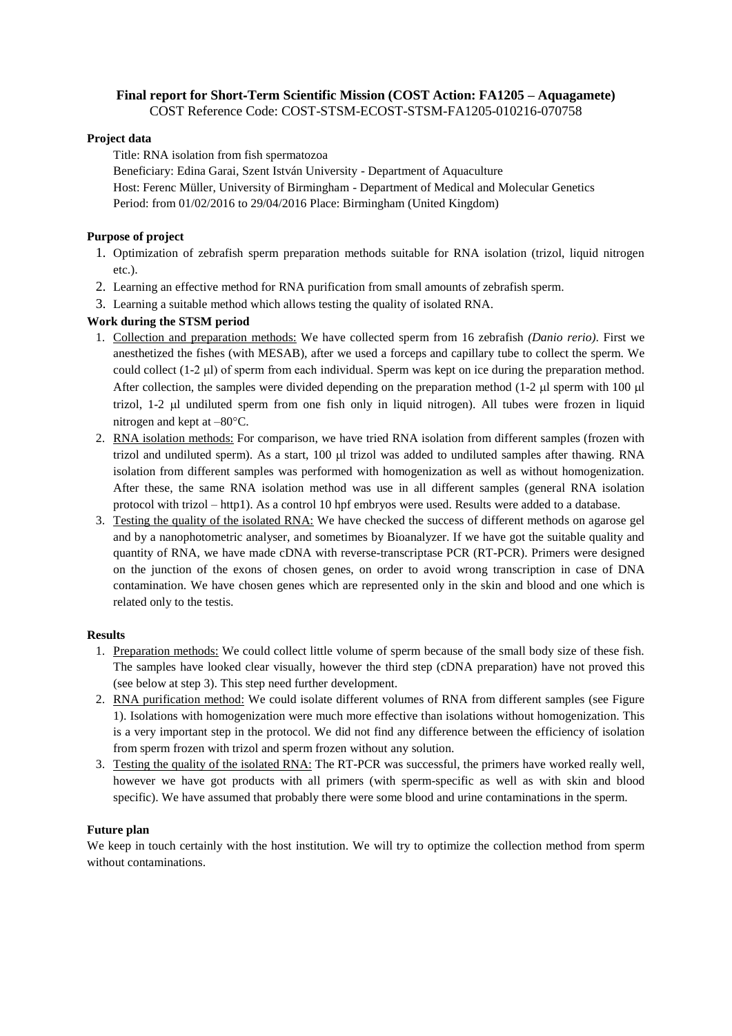# Final report for Short-Term Scientific Mission (COST Action: FA1205 – Aquagamete)

COST Reference Code: COST-STSM-ECOST-STSM-FA1205-010216-070758

**Project data**

Title: RNA isolation from fish spermatozoa

Beneficiary: Edina Garai, Szent István University - Department of Aquaculture

Host: Ferenc Müller, University of Birmingham - Department of Medical and Molecular Genetics

Period: from 01/02/2016 to 29/04/2016 Place: Birmingham (United Kingdom)

**Purpose of project**

1. Optimization of zebrafish sperm preparation methods suitable for RNA isolation (trizol, liquid nitrogen etc.).
2. Learning an effective method for RNA purification from small amounts of zebrafish sperm.
3. Learning a suitable method which allows testing the quality of isolated RNA.

**Work during the STSM period**

1. Collection and preparation methods: We have collected sperm from 16 zebrafish *(Danio rerio)*. First we anesthetized the fishes (with MESAB), after we used a forceps and capillary tube to collect the sperm. We could collect (1-2 μl) of sperm from each individual. Sperm was kept on ice during the preparation method. After collection, the samples were divided depending on the preparation method (1-2 μl sperm with 100 μl trizol, 1-2 μl undiluted sperm from one fish only in liquid nitrogen). All tubes were frozen in liquid nitrogen and kept at –80°C.
2. RNA isolation methods: For comparison, we have tried RNA isolation from different samples (frozen with trizol and undiluted sperm). As a start, 100 μl trizol was added to undiluted samples after thawing. RNA isolation from different samples was performed with homogenization as well as without homogenization. After these, the same RNA isolation method was use in all different samples (general RNA isolation protocol with trizol – http1). As a control 10 hpf embryos were used. Results were added to a database.
3. Testing the quality of the isolated RNA: We have checked the success of different methods on agarose gel and by a nanophotometric analyser, and sometimes by Bioanalyzer. If we have got the suitable quality and quantity of RNA, we have made cDNA with reverse-transcriptase PCR (RT-PCR). Primers were designed on the junction of the exons of chosen genes, on order to avoid wrong transcription in case of DNA contamination. We have chosen genes which are represented only in the skin and blood and one which is related only to the testis.

**Results**

1. Preparation methods: We could collect little volume of sperm because of the small body size of these fish. The samples have looked clear visually, however the third step (cDNA preparation) have not proved this (see below at step 3). This step need further development.
2. RNA purification method: We could isolate different volumes of RNA from different samples (see Figure 1). Isolations with homogenization were much more effective than isolations without homogenization. This is a very important step in the protocol. We did not find any difference between the efficiency of isolation from sperm frozen with trizol and sperm frozen without any solution.
3. Testing the quality of the isolated RNA: The RT-PCR was successful, the primers have worked really well, however we have got products with all primers (with sperm-specific as well as with skin and blood specific). We have assumed that probably there were some blood and urine contaminations in the sperm.

**Future plan**

We keep in touch certainly with the host institution. We will try to optimize the collection method from sperm without contaminations.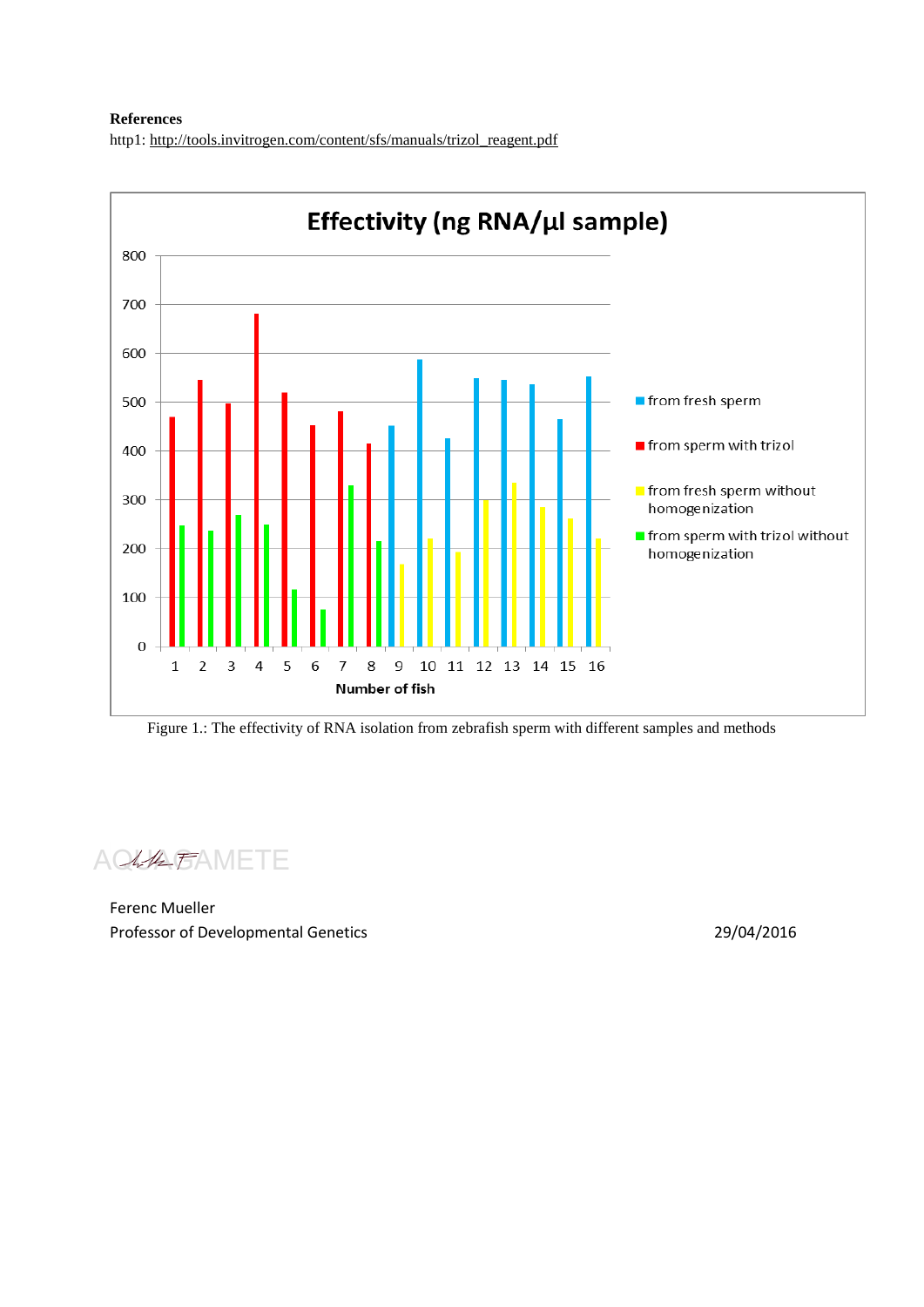**References**

http1: http://tools.invitrogen.com/content/sfs/manuals/trizol_reagent.pdf

Effectivity (ng RNA/µl sample)

800
700
600
500
400
300
200
100
0

1 2 3 4 5 6 7 8 9 10 11 12 13 14 15 16

Number of fish

from fresh sperm

from sperm with trizol

from fresh sperm without homogenization

from sperm with trizol without homogenization

Figure 1.: The effectivity of RNA isolation from zebrafish sperm with different samples and methods

AQUAGAMETE

Ferenc Mueller
Professor of Developmental Genetics

29/04/2016